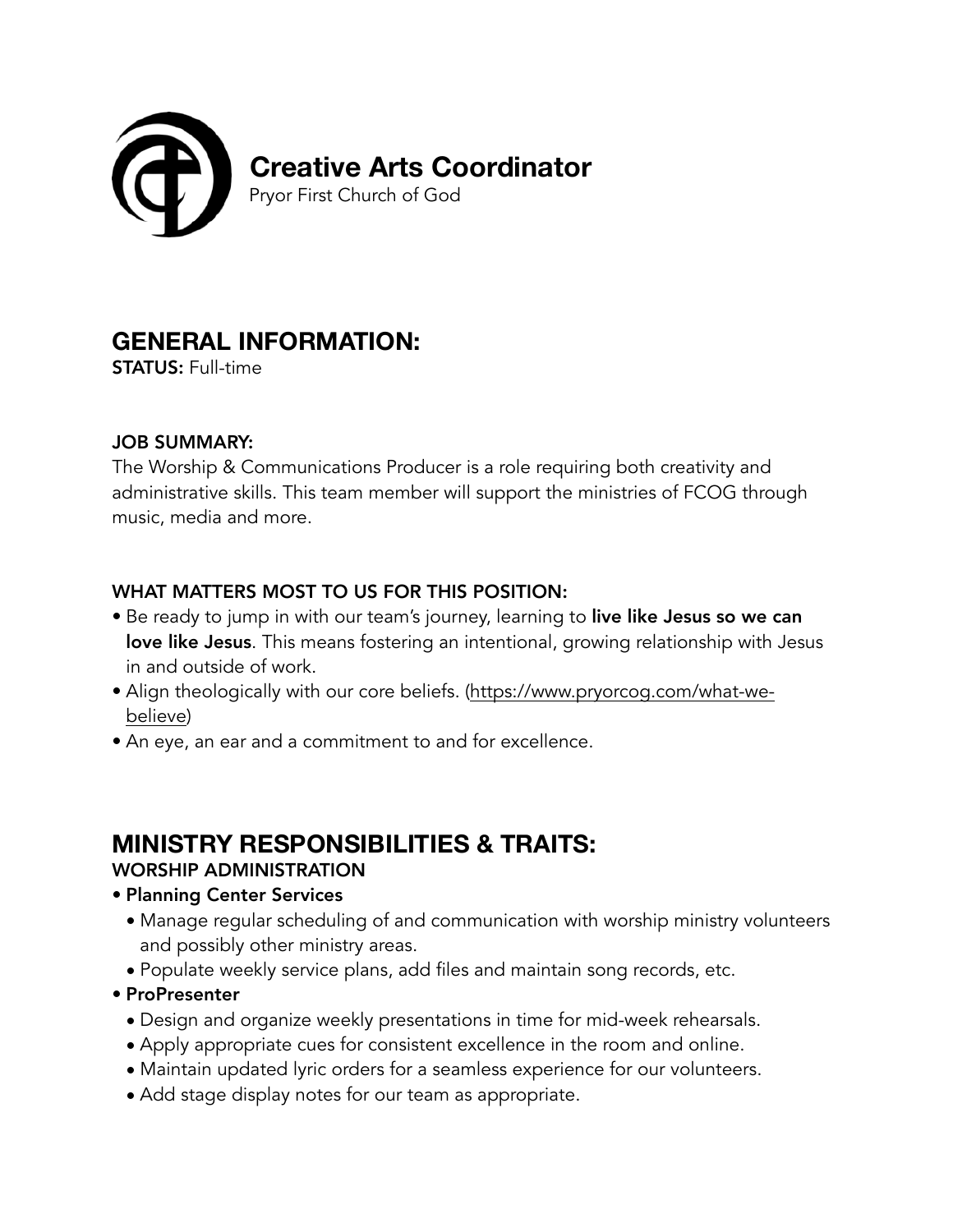# Creative Arts Coordinator

Pryor First Church of God

## GENERAL INFORMATION:

**STATUS:** Full-time

### JOB SUMMARY:

The Worship & Communications Producer is a role requiring both creativity and administrative skills. This team member will support the ministries of FCOG through music, media and more.

### WHAT MATTERS MOST TO US FOR THIS POSITION:

- Be ready to jump in with our team's journey, learning to **live like Jesus so we can love like Jesus**. This means fostering an intentional, growing relationship with Jesus in and outside of work.
- Align theologically with our core beliefs. (https://www.pryorcog.com/what-we-believe)
- An eye, an ear and a commitment to and for excellence.

## MINISTRY RESPONSIBILITIES & TRAITS:

### WORSHIP ADMINISTRATION

- **Planning Center Services**
  - Manage regular scheduling of and communication with worship ministry volunteers and possibly other ministry areas.
  - Populate weekly service plans, add files and maintain song records, etc.
- **ProPresenter**
  - Design and organize weekly presentations in time for mid-week rehearsals.
  - Apply appropriate cues for consistent excellence in the room and online.
  - Maintain updated lyric orders for a seamless experience for our volunteers.
  - Add stage display notes for our team as appropriate.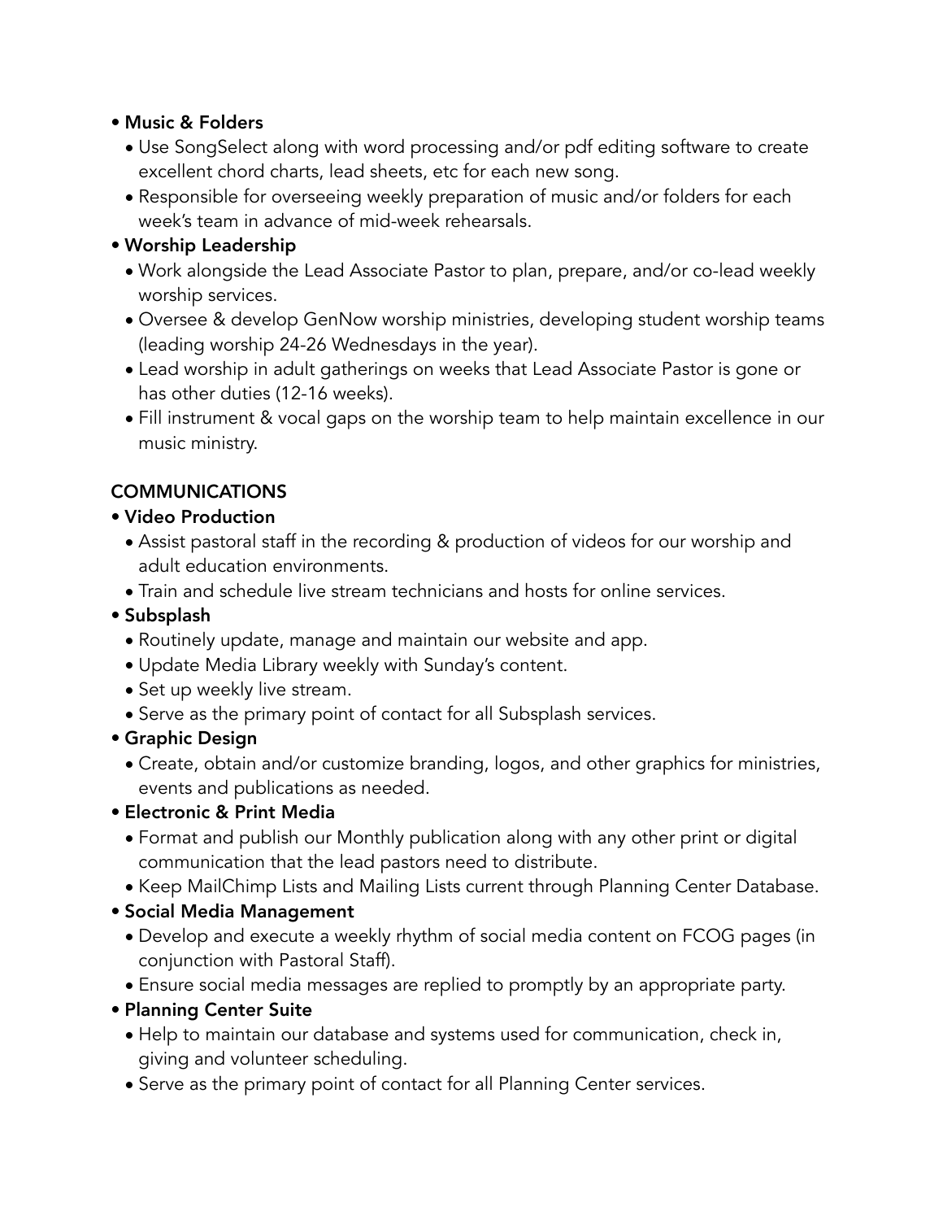- **Music & Folders**
  - Use SongSelect along with word processing and/or pdf editing software to create excellent chord charts, lead sheets, etc for each new song.
  - Responsible for overseeing weekly preparation of music and/or folders for each week's team in advance of mid-week rehearsals.
- **Worship Leadership**
  - Work alongside the Lead Associate Pastor to plan, prepare, and/or co-lead weekly worship services.
  - Oversee & develop GenNow worship ministries, developing student worship teams (leading worship 24-26 Wednesdays in the year).
  - Lead worship in adult gatherings on weeks that Lead Associate Pastor is gone or has other duties (12-16 weeks).
  - Fill instrument & vocal gaps on the worship team to help maintain excellence in our music ministry.

**COMMUNICATIONS**

- **Video Production**
  - Assist pastoral staff in the recording & production of videos for our worship and adult education environments.
  - Train and schedule live stream technicians and hosts for online services.
- **Subsplash**
  - Routinely update, manage and maintain our website and app.
  - Update Media Library weekly with Sunday's content.
  - Set up weekly live stream.
  - Serve as the primary point of contact for all Subsplash services.
- **Graphic Design**
  - Create, obtain and/or customize branding, logos, and other graphics for ministries, events and publications as needed.
- **Electronic & Print Media**
  - Format and publish our Monthly publication along with any other print or digital communication that the lead pastors need to distribute.
  - Keep MailChimp Lists and Mailing Lists current through Planning Center Database.
- **Social Media Management**
  - Develop and execute a weekly rhythm of social media content on FCOG pages (in conjunction with Pastoral Staff).
  - Ensure social media messages are replied to promptly by an appropriate party.
- **Planning Center Suite**
  - Help to maintain our database and systems used for communication, check in, giving and volunteer scheduling.
  - Serve as the primary point of contact for all Planning Center services.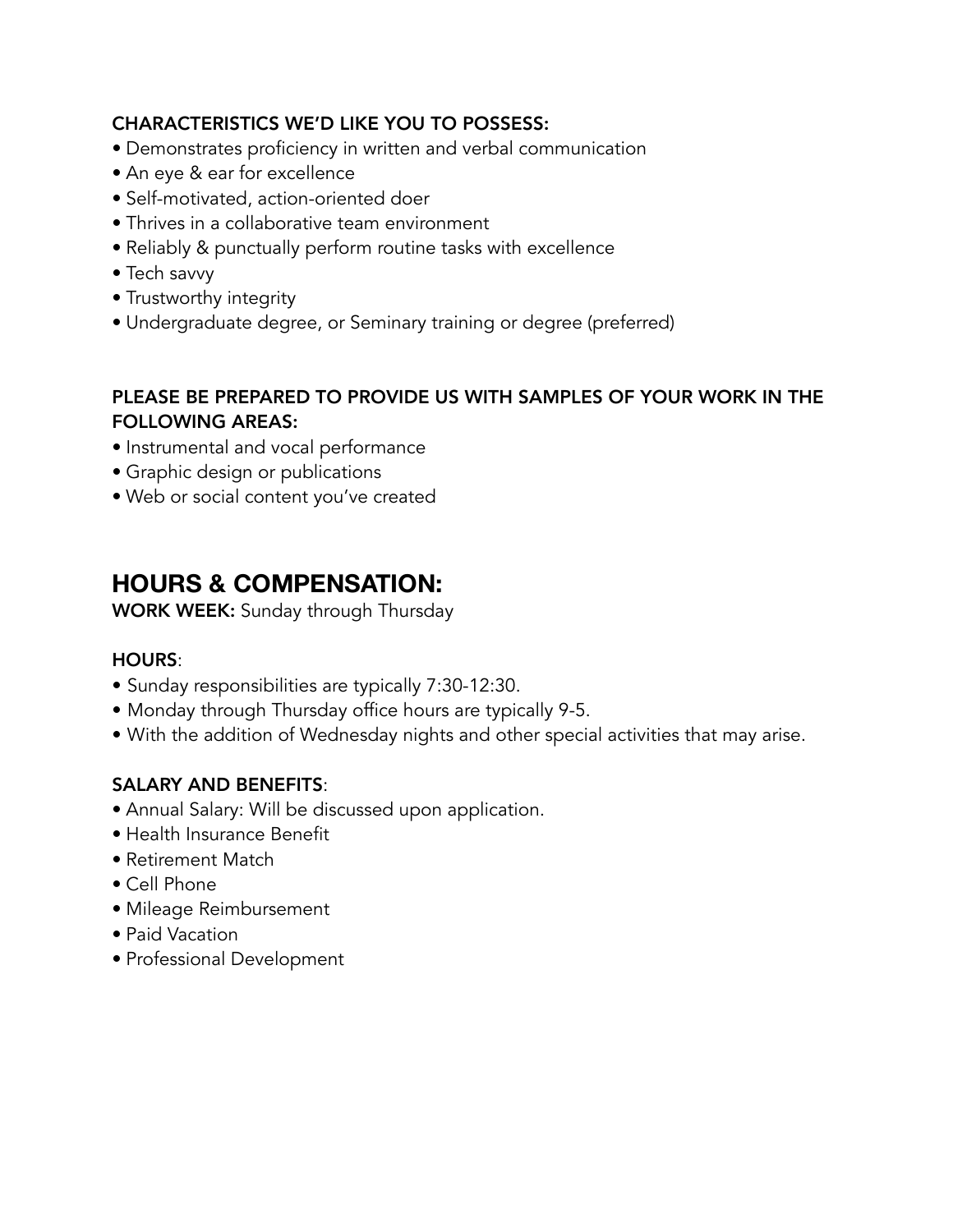**CHARACTERISTICS WE'D LIKE YOU TO POSSESS:**

- Demonstrates proficiency in written and verbal communication
- An eye & ear for excellence
- Self-motivated, action-oriented doer
- Thrives in a collaborative team environment
- Reliably & punctually perform routine tasks with excellence
- Tech savvy
- Trustworthy integrity
- Undergraduate degree, or Seminary training or degree (preferred)

**PLEASE BE PREPARED TO PROVIDE US WITH SAMPLES OF YOUR WORK IN THE FOLLOWING AREAS:**

- Instrumental and vocal performance
- Graphic design or publications
- Web or social content you've created

## HOURS & COMPENSATION:

**WORK WEEK:** Sunday through Thursday

**HOURS**:

- Sunday responsibilities are typically 7:30-12:30.
- Monday through Thursday office hours are typically 9-5.
- With the addition of Wednesday nights and other special activities that may arise.

**SALARY AND BENEFITS**:

- Annual Salary: Will be discussed upon application.
- Health Insurance Benefit
- Retirement Match
- Cell Phone
- Mileage Reimbursement
- Paid Vacation
- Professional Development